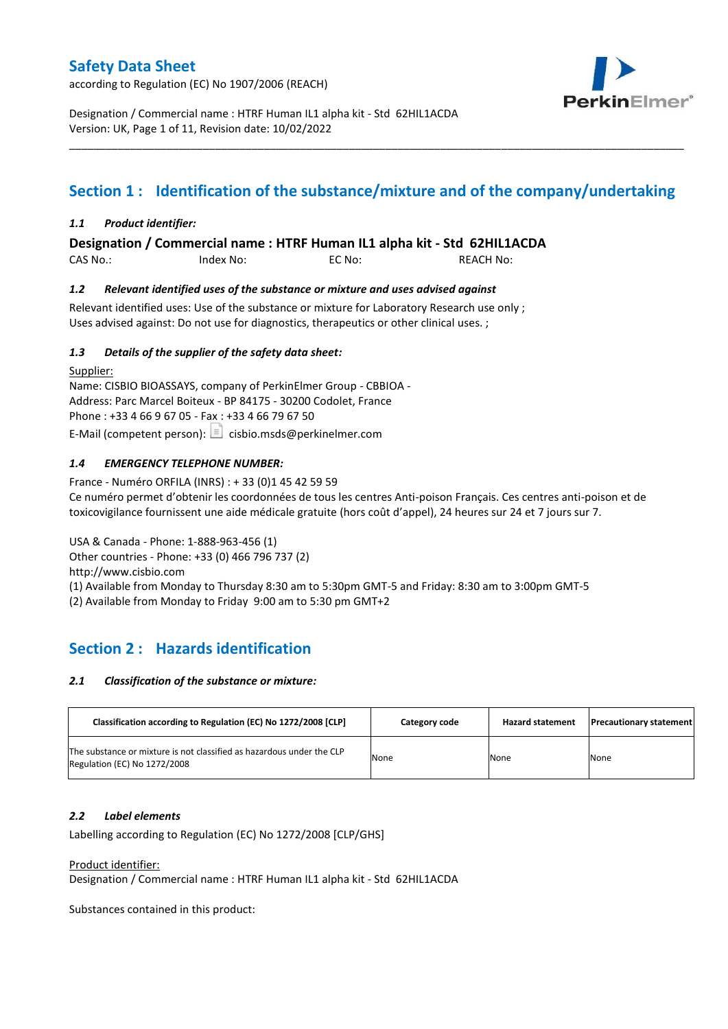# Safety Data Sheet

according to Regulation (EC) No 1907/2006 (REACH)

Designation / Commercial name : HTRF Human IL1 alpha kit - Std 62HIL1ACDA
Version: UK, Page 1 of 11, Revision date: 10/02/2022

## Section 1 : Identification of the substance/mixture and of the company/undertaking

### *1.1 Product identifier:*

**Designation / Commercial name : HTRF Human IL1 alpha kit - Std 62HIL1ACDA**

CAS No.: Index No: EC No: REACH No:

### *1.2 Relevant identified uses of the substance or mixture and uses advised against*

Relevant identified uses: Use of the substance or mixture for Laboratory Research use only ;
Uses advised against: Do not use for diagnostics, therapeutics or other clinical uses. ;

### *1.3 Details of the supplier of the safety data sheet:*

Supplier:
Name: CISBIO BIOASSAYS, company of PerkinElmer Group - CBBIOA -
Address: Parc Marcel Boiteux - BP 84175 - 30200 Codolet, France
Phone : +33 4 66 9 67 05 - Fax : +33 4 66 79 67 50
E-Mail (competent person): cisbio.msds@perkinelmer.com

### *1.4 EMERGENCY TELEPHONE NUMBER:*

France - Numéro ORFILA (INRS) : + 33 (0)1 45 42 59 59
Ce numéro permet d'obtenir les coordonnées de tous les centres Anti-poison Français. Ces centres anti-poison et de toxicovigilance fournissent une aide médicale gratuite (hors coût d'appel), 24 heures sur 24 et 7 jours sur 7.

USA & Canada - Phone: 1-888-963-456 (1)
Other countries - Phone: +33 (0) 466 796 737 (2)
http://www.cisbio.com
(1) Available from Monday to Thursday 8:30 am to 5:30pm GMT-5 and Friday: 8:30 am to 3:00pm GMT-5
(2) Available from Monday to Friday 9:00 am to 5:30 pm GMT+2

## Section 2 : Hazards identification

### *2.1 Classification of the substance or mixture:*

| Classification according to Regulation (EC) No 1272/2008 [CLP] | Category code | Hazard statement | Precautionary statement |
|---|---|---|---|
| The substance or mixture is not classified as hazardous under the CLP Regulation (EC) No 1272/2008 | None | None | None |

### *2.2 Label elements*

Labelling according to Regulation (EC) No 1272/2008 [CLP/GHS]

Product identifier:
Designation / Commercial name : HTRF Human IL1 alpha kit - Std 62HIL1ACDA

Substances contained in this product: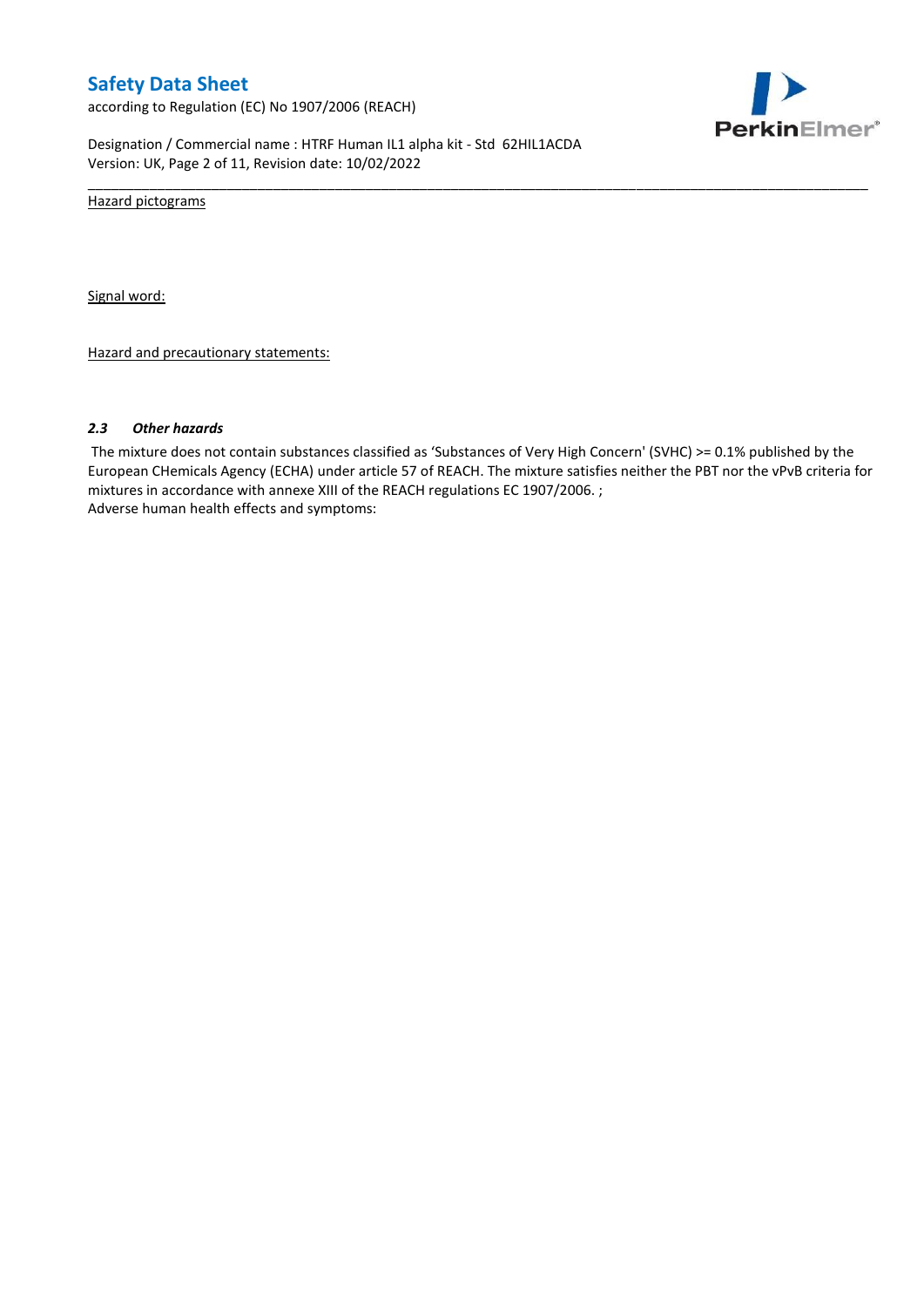Hazard pictograms

Signal word:

Hazard and precautionary statements:

### *2.3 Other hazards*

The mixture does not contain substances classified as 'Substances of Very High Concern' (SVHC) >= 0.1% published by the European CHemicals Agency (ECHA) under article 57 of REACH. The mixture satisfies neither the PBT nor the vPvB criteria for mixtures in accordance with annexe XIII of the REACH regulations EC 1907/2006. ;
Adverse human health effects and symptoms: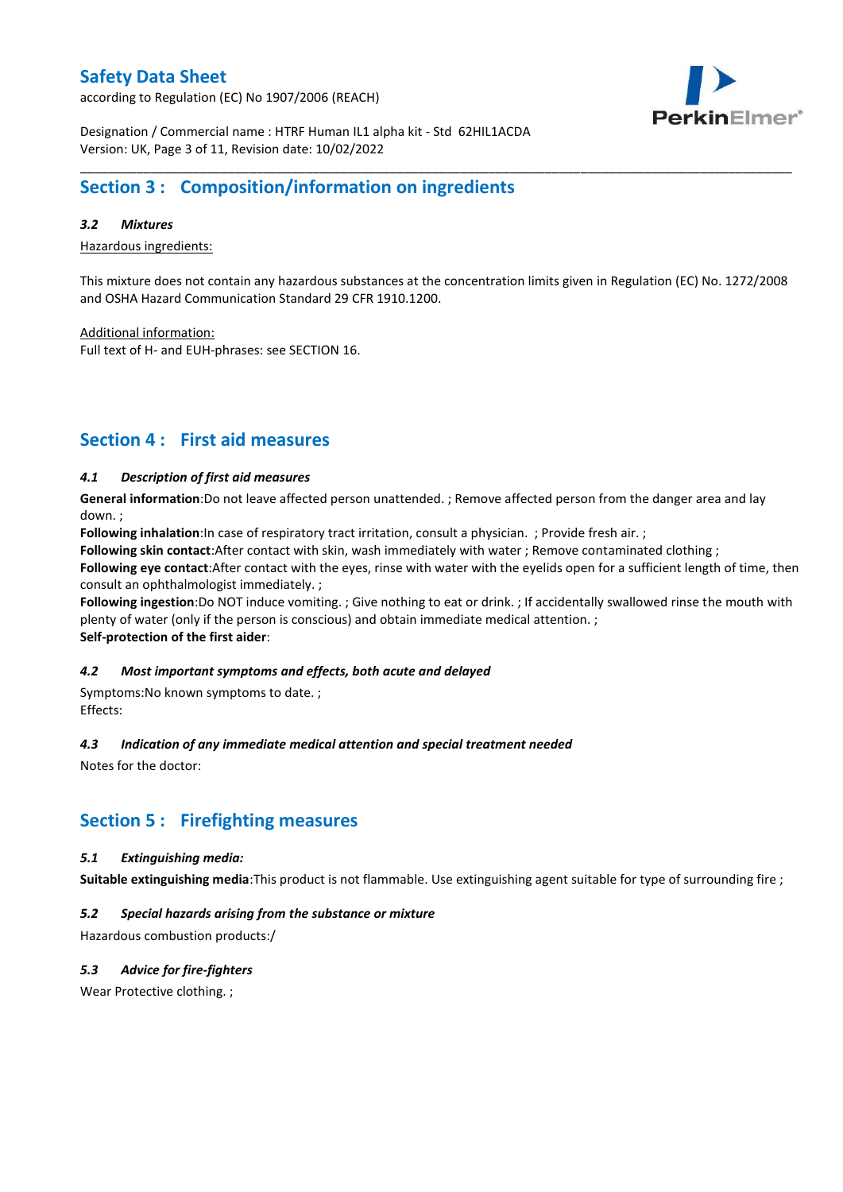## Section 3 : Composition/information on ingredients

### *3.2 Mixtures*

Hazardous ingredients:

This mixture does not contain any hazardous substances at the concentration limits given in Regulation (EC) No. 1272/2008 and OSHA Hazard Communication Standard 29 CFR 1910.1200.

Additional information:
Full text of H- and EUH-phrases: see SECTION 16.

## Section 4 : First aid measures

### *4.1 Description of first aid measures*

**General information**:Do not leave affected person unattended. ; Remove affected person from the danger area and lay down. ;
**Following inhalation**:In case of respiratory tract irritation, consult a physician. ; Provide fresh air. ;
**Following skin contact**:After contact with skin, wash immediately with water ; Remove contaminated clothing ;
**Following eye contact**:After contact with the eyes, rinse with water with the eyelids open for a sufficient length of time, then consult an ophthalmologist immediately. ;
**Following ingestion**:Do NOT induce vomiting. ; Give nothing to eat or drink. ; If accidentally swallowed rinse the mouth with plenty of water (only if the person is conscious) and obtain immediate medical attention. ;
**Self-protection of the first aider**:

### *4.2 Most important symptoms and effects, both acute and delayed*

Symptoms:No known symptoms to date. ;
Effects:

### *4.3 Indication of any immediate medical attention and special treatment needed*

Notes for the doctor:

## Section 5 : Firefighting measures

### *5.1 Extinguishing media:*

**Suitable extinguishing media**:This product is not flammable. Use extinguishing agent suitable for type of surrounding fire ;

### *5.2 Special hazards arising from the substance or mixture*

Hazardous combustion products:/

### *5.3 Advice for fire-fighters*

Wear Protective clothing. ;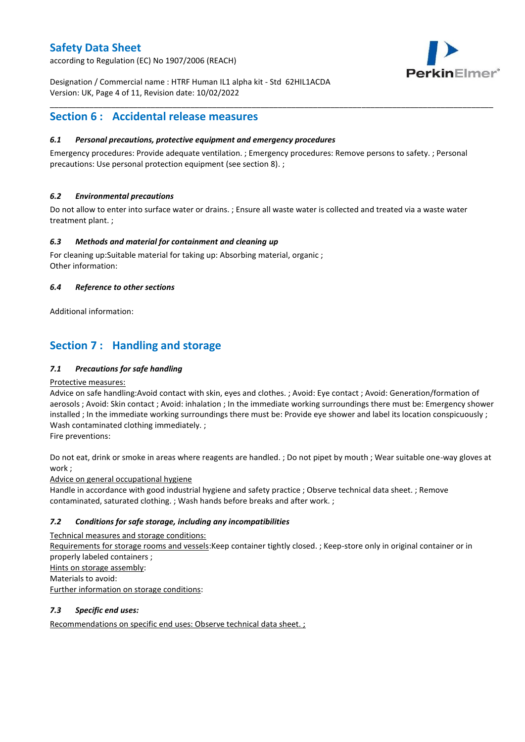## Section 6 : Accidental release measures

### *6.1 Personal precautions, protective equipment and emergency procedures*

Emergency procedures: Provide adequate ventilation. ; Emergency procedures: Remove persons to safety. ; Personal precautions: Use personal protection equipment (see section 8). ;

### *6.2 Environmental precautions*

Do not allow to enter into surface water or drains. ; Ensure all waste water is collected and treated via a waste water treatment plant. ;

### *6.3 Methods and material for containment and cleaning up*

For cleaning up:Suitable material for taking up: Absorbing material, organic ;
Other information:

### *6.4 Reference to other sections*

Additional information:

## Section 7 : Handling and storage

### *7.1 Precautions for safe handling*

Protective measures:
Advice on safe handling:Avoid contact with skin, eyes and clothes. ; Avoid: Eye contact ; Avoid: Generation/formation of aerosols ; Avoid: Skin contact ; Avoid: inhalation ; In the immediate working surroundings there must be: Emergency shower installed ; In the immediate working surroundings there must be: Provide eye shower and label its location conspicuously ; Wash contaminated clothing immediately. ;
Fire preventions:

Do not eat, drink or smoke in areas where reagents are handled. ; Do not pipet by mouth ; Wear suitable one-way gloves at work ;
Advice on general occupational hygiene
Handle in accordance with good industrial hygiene and safety practice ; Observe technical data sheet. ; Remove contaminated, saturated clothing. ; Wash hands before breaks and after work. ;

### *7.2 Conditions for safe storage, including any incompatibilities*

Technical measures and storage conditions:
Requirements for storage rooms and vessels:Keep container tightly closed. ; Keep-store only in original container or in properly labeled containers ;
Hints on storage assembly:
Materials to avoid:
Further information on storage conditions:

### *7.3 Specific end uses:*

Recommendations on specific end uses: Observe technical data sheet. ;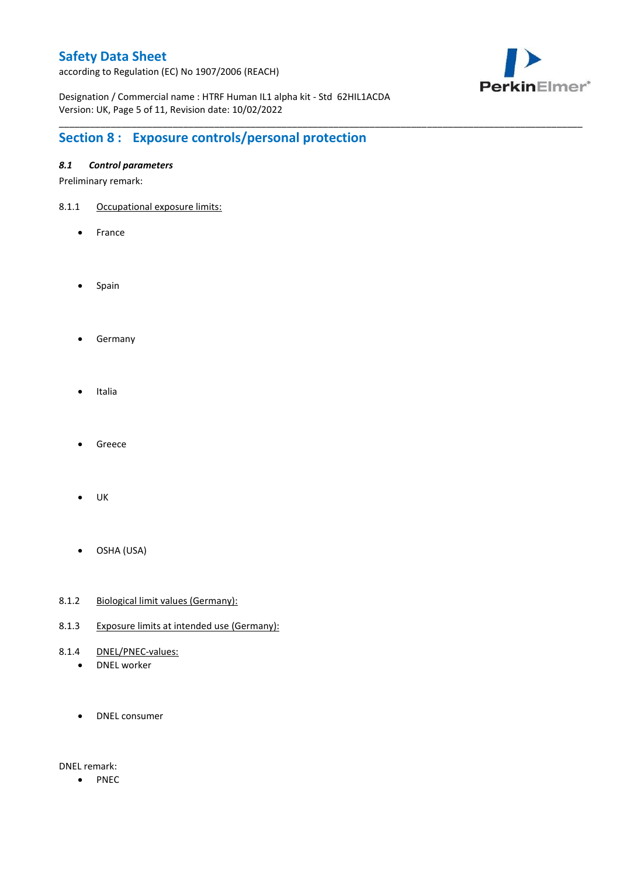## Section 8 : Exposure controls/personal protection

### *8.1 Control parameters*

Preliminary remark:

8.1.1 Occupational exposure limits:

- France
- Spain
- Germany
- Italia
- Greece
- UK
- OSHA (USA)

8.1.2 Biological limit values (Germany):

8.1.3 Exposure limits at intended use (Germany):

8.1.4 DNEL/PNEC-values:

- DNEL worker
- DNEL consumer

DNEL remark:

- PNEC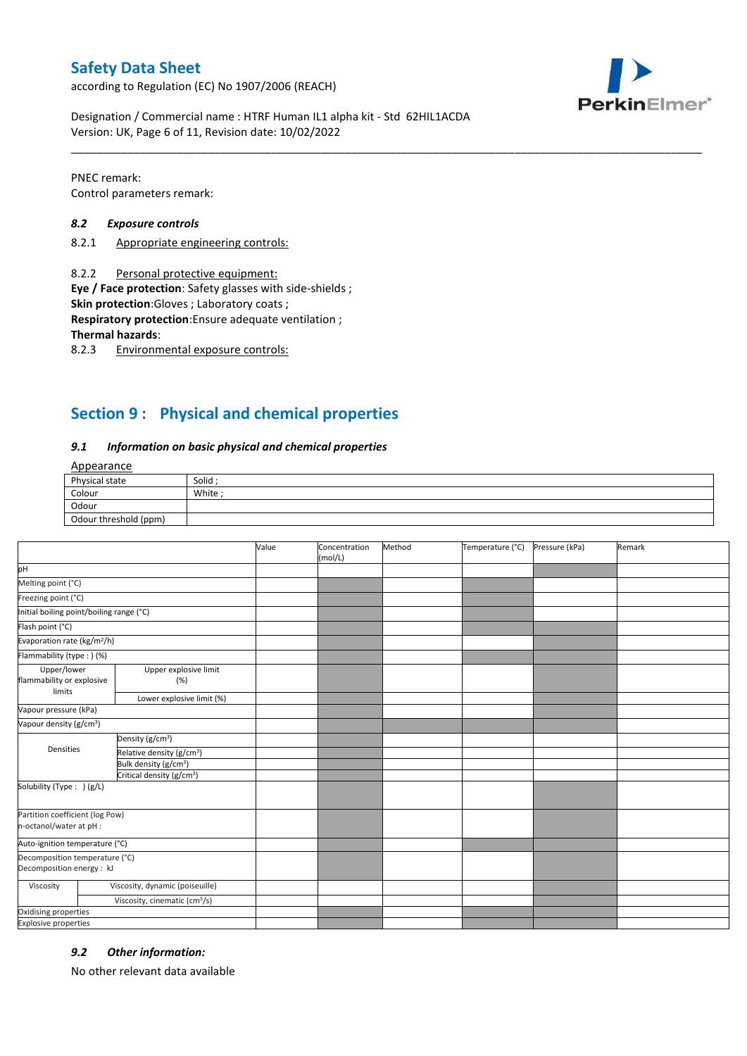PNEC remark:
Control parameters remark:

### *8.2 Exposure controls*

8.2.1 Appropriate engineering controls:

8.2.2 Personal protective equipment:
**Eye / Face protection**: Safety glasses with side-shields ;
**Skin protection**:Gloves ; Laboratory coats ;
**Respiratory protection**:Ensure adequate ventilation ;
**Thermal hazards**:
8.2.3 Environmental exposure controls:

## Section 9 : Physical and chemical properties

### *9.1 Information on basic physical and chemical properties*

Appearance

| Physical state | Solid ; |
|---|---|
| Colour | White ; |
| Odour | |
| Odour threshold (ppm) | |

| | | Value | Concentration (mol/L) | Method | Temperature (°C) | Pressure (kPa) | Remark |
|---|---|---|---|---|---|---|---|
| pH | | | | | | | |
| Melting point (°C) | | | | | | | |
| Freezing point (°C) | | | | | | | |
| Initial boiling point/boiling range (°C) | | | | | | | |
| Flash point (°C) | | | | | | | |
| Evaporation rate (kg/m²/h) | | | | | | | |
| Flammability (type : ) (%) | | | | | | | |
| Upper/lower flammability or explosive limits | Upper explosive limit (%) | | | | | | |
| | Lower explosive limit (%) | | | | | | |
| Vapour pressure (kPa) | | | | | | | |
| Vapour density (g/cm³) | | | | | | | |
| Densities | Density (g/cm³) | | | | | | |
| | Relative density (g/cm³) | | | | | | |
| | Bulk density (g/cm³) | | | | | | |
| | Critical density (g/cm³) | | | | | | |
| Solubility (Type : ) (g/L) | | | | | | | |
| Partition coefficient (log Pow) n-octanol/water at pH : | | | | | | | |
| Auto-ignition temperature (°C) | | | | | | | |
| Decomposition temperature (°C) Decomposition energy : kJ | | | | | | | |
| Viscosity | Viscosity, dynamic (poiseuille) | | | | | | |
| | Viscosity, cinematic (cm³/s) | | | | | | |
| Oxidising properties | | | | | | | |
| Explosive properties | | | | | | | |

### *9.2 Other information:*

No other relevant data available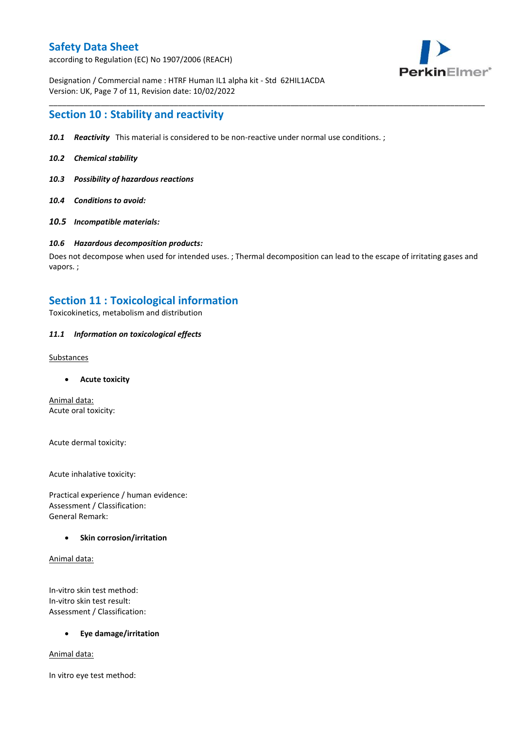## Section 10 : Stability and reactivity

***10.1 Reactivity*** This material is considered to be non-reactive under normal use conditions. ;

***10.2 Chemical stability***

***10.3 Possibility of hazardous reactions***

***10.4 Conditions to avoid:***

***10.5 Incompatible materials:***

***10.6 Hazardous decomposition products:***

Does not decompose when used for intended uses. ; Thermal decomposition can lead to the escape of irritating gases and vapors. ;

## Section 11 : Toxicological information

Toxicokinetics, metabolism and distribution

***11.1 Information on toxicological effects***

Substances

- **Acute toxicity**

Animal data:
Acute oral toxicity:

Acute dermal toxicity:

Acute inhalative toxicity:

Practical experience / human evidence:
Assessment / Classification:
General Remark:

- **Skin corrosion/irritation**

Animal data:

In-vitro skin test method:
In-vitro skin test result:
Assessment / Classification:

- **Eye damage/irritation**

Animal data:

In vitro eye test method: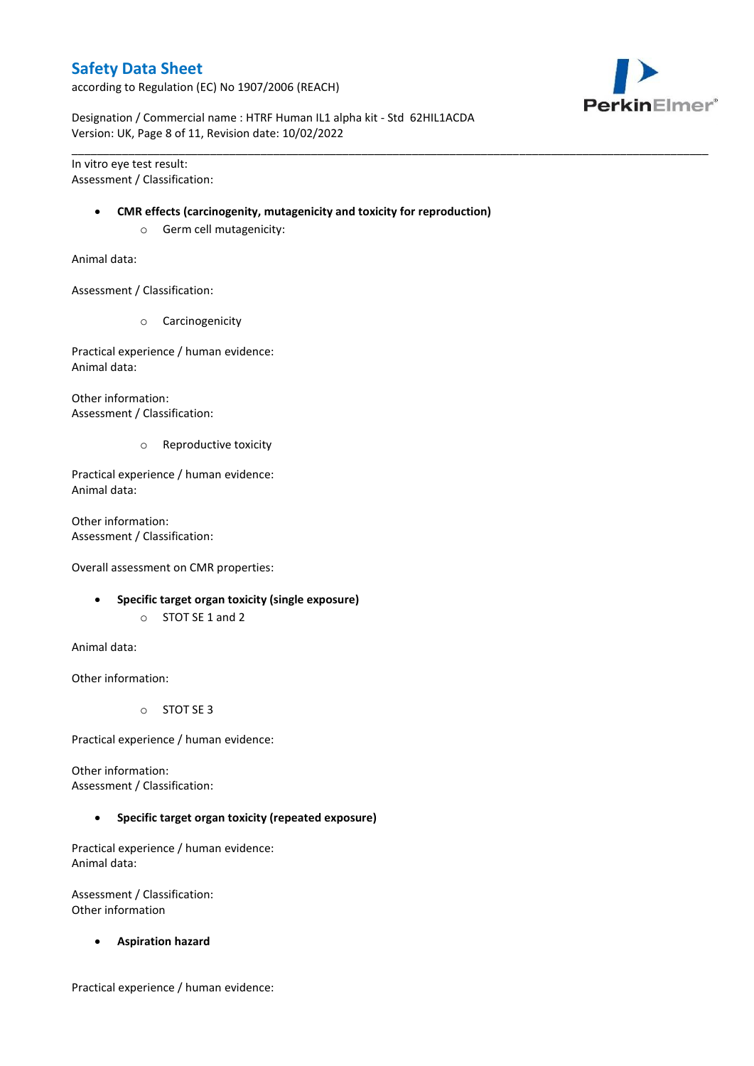In vitro eye test result:
Assessment / Classification:

- **CMR effects (carcinogenity, mutagenicity and toxicity for reproduction)**
    - Germ cell mutagenicity:

Animal data:

Assessment / Classification:

- Carcinogenicity

Practical experience / human evidence:
Animal data:

Other information:
Assessment / Classification:

- Reproductive toxicity

Practical experience / human evidence:
Animal data:

Other information:
Assessment / Classification:

Overall assessment on CMR properties:

- **Specific target organ toxicity (single exposure)**
    - STOT SE 1 and 2

Animal data:

Other information:

- STOT SE 3

Practical experience / human evidence:

Other information:
Assessment / Classification:

- **Specific target organ toxicity (repeated exposure)**

Practical experience / human evidence:
Animal data:

Assessment / Classification:
Other information

- **Aspiration hazard**

Practical experience / human evidence: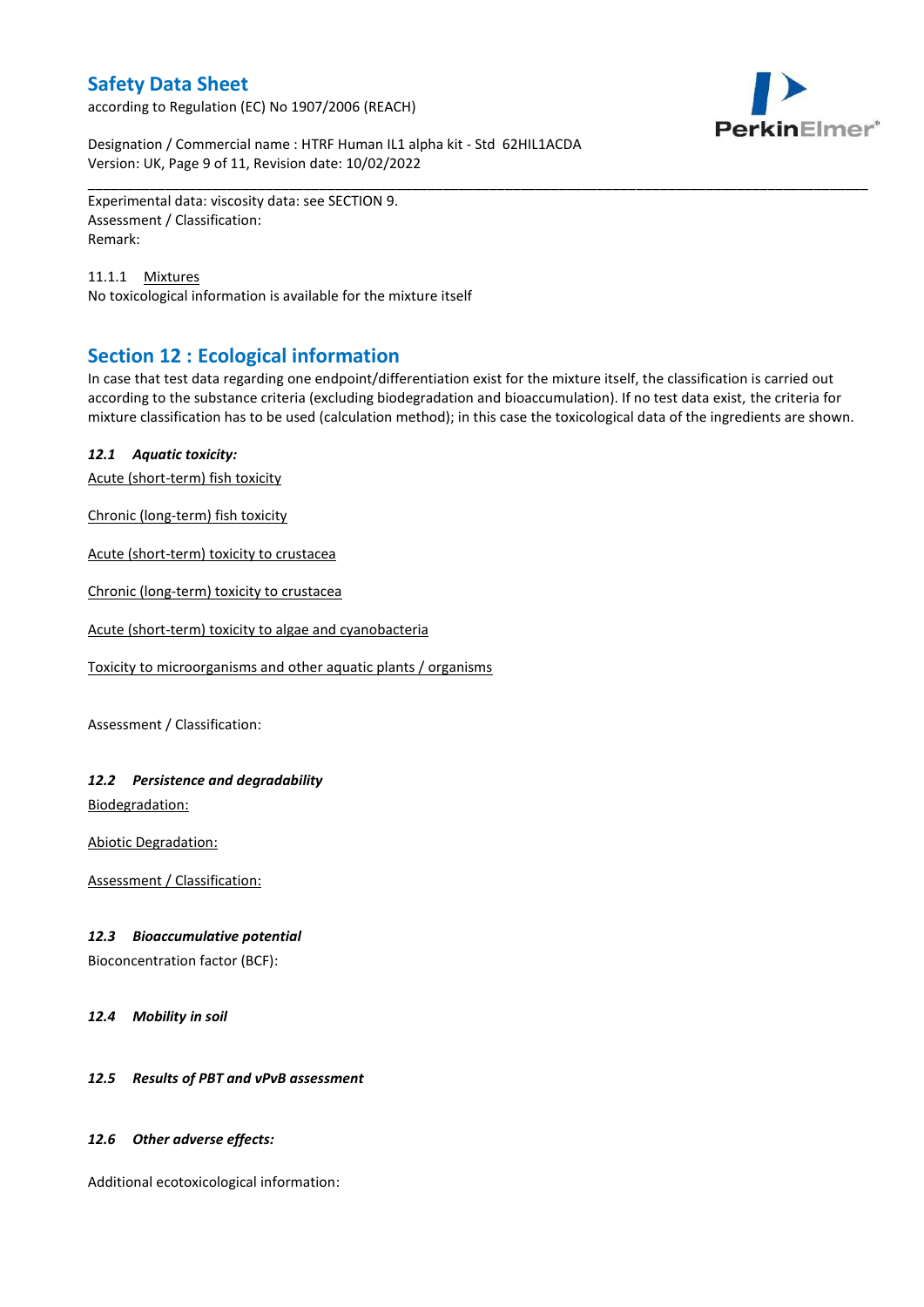Experimental data: viscosity data: see SECTION 9.
Assessment / Classification:
Remark:

11.1.1 Mixtures
No toxicological information is available for the mixture itself

## Section 12 : Ecological information

In case that test data regarding one endpoint/differentiation exist for the mixture itself, the classification is carried out according to the substance criteria (excluding biodegradation and bioaccumulation). If no test data exist, the criteria for mixture classification has to be used (calculation method); in this case the toxicological data of the ingredients are shown.

### *12.1 Aquatic toxicity:*

Acute (short-term) fish toxicity

Chronic (long-term) fish toxicity

Acute (short-term) toxicity to crustacea

Chronic (long-term) toxicity to crustacea

Acute (short-term) toxicity to algae and cyanobacteria

Toxicity to microorganisms and other aquatic plants / organisms

Assessment / Classification:

### *12.2 Persistence and degradability*

Biodegradation:

Abiotic Degradation:

Assessment / Classification:

### *12.3 Bioaccumulative potential*

Bioconcentration factor (BCF):

### *12.4 Mobility in soil*

### *12.5 Results of PBT and vPvB assessment*

### *12.6 Other adverse effects:*

Additional ecotoxicological information: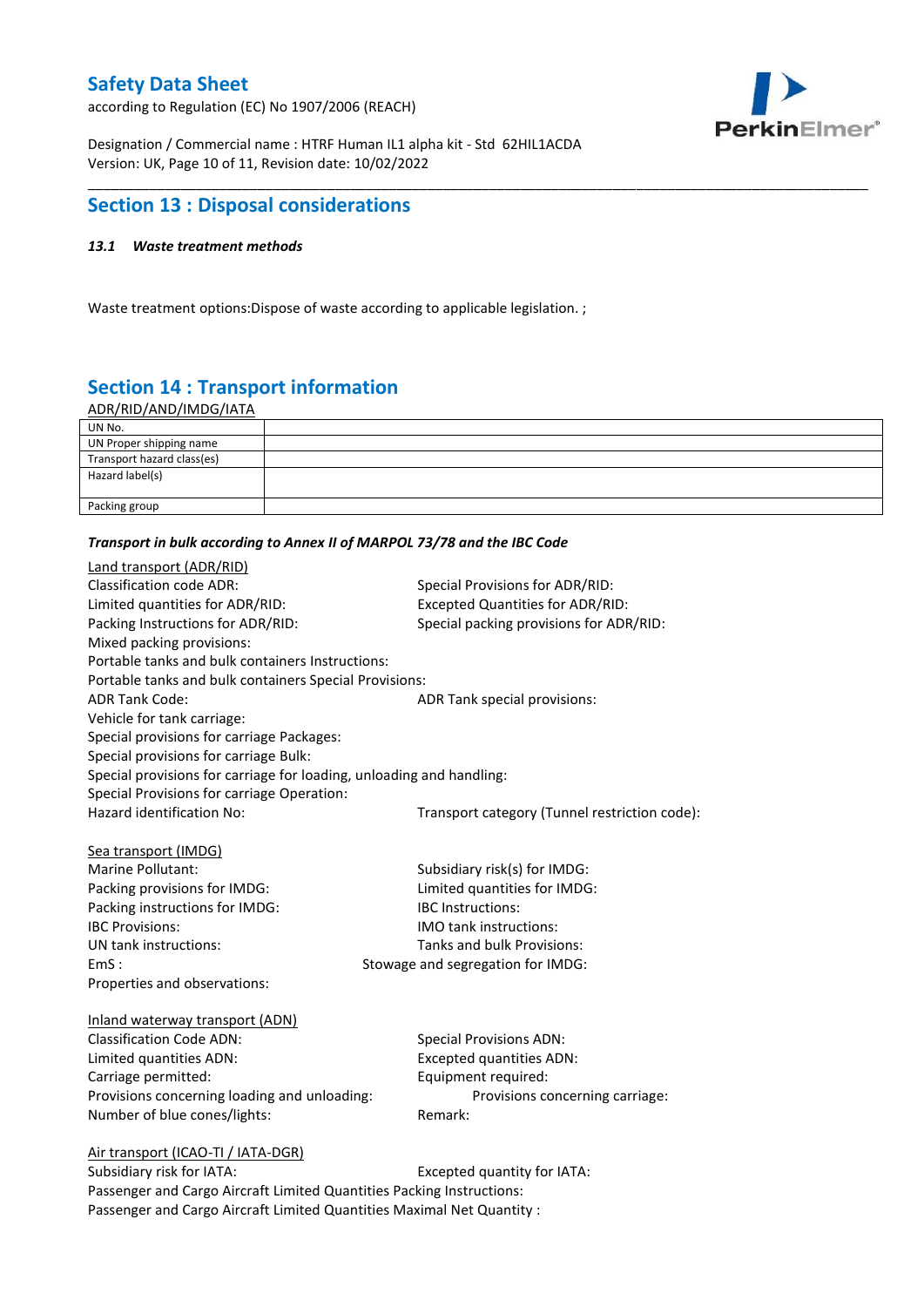## Section 13 : Disposal considerations

***13.1 Waste treatment methods***

Waste treatment options:Dispose of waste according to applicable legislation. ;

## Section 14 : Transport information

ADR/RID/AND/IMDG/IATA

| UN No. | |
|---|---|
| UN Proper shipping name | |
| Transport hazard class(es) | |
| Hazard label(s) | |
| Packing group | |

***Transport in bulk according to Annex II of MARPOL 73/78 and the IBC Code***

Land transport (ADR/RID)

Classification code ADR:

Special Provisions for ADR/RID:

Limited quantities for ADR/RID:

Excepted Quantities for ADR/RID:

Packing Instructions for ADR/RID:

Special packing provisions for ADR/RID:

Mixed packing provisions:

Portable tanks and bulk containers Instructions:

Portable tanks and bulk containers Special Provisions:

ADR Tank Code:

ADR Tank special provisions:

Vehicle for tank carriage:

Special provisions for carriage Packages:

Special provisions for carriage Bulk:

Special provisions for carriage for loading, unloading and handling:

Special Provisions for carriage Operation:

Hazard identification No:

Transport category (Tunnel restriction code):

Sea transport (IMDG)

Marine Pollutant:

Subsidiary risk(s) for IMDG:

Packing provisions for IMDG:

Limited quantities for IMDG:

Packing instructions for IMDG:

IBC Instructions:

IBC Provisions:

IMO tank instructions:

UN tank instructions:

Tanks and bulk Provisions:

EmS :

Stowage and segregation for IMDG:

Properties and observations:

Inland waterway transport (ADN)

Classification Code ADN:

Special Provisions ADN:

Limited quantities ADN:

Excepted quantities ADN:

Carriage permitted:

Equipment required:

Provisions concerning loading and unloading:

Provisions concerning carriage:

Number of blue cones/lights:

Remark:

Air transport (ICAO-TI / IATA-DGR)

Subsidiary risk for IATA:

Excepted quantity for IATA:

Passenger and Cargo Aircraft Limited Quantities Packing Instructions:

Passenger and Cargo Aircraft Limited Quantities Maximal Net Quantity :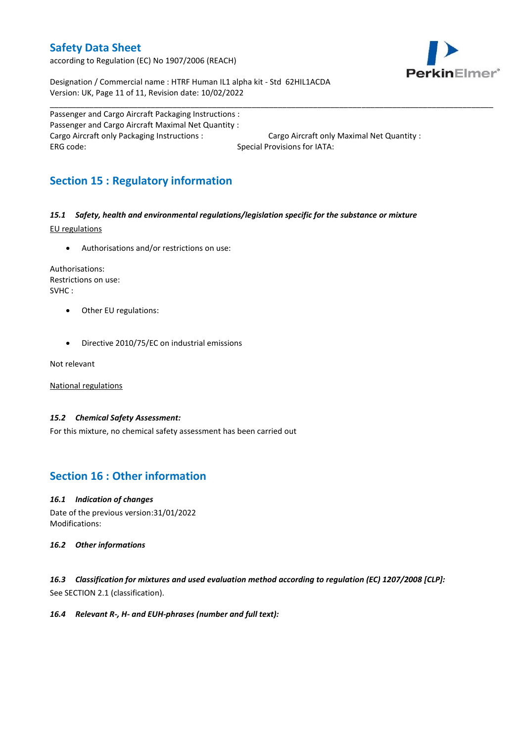Passenger and Cargo Aircraft Packaging Instructions :
Passenger and Cargo Aircraft Maximal Net Quantity :
Cargo Aircraft only Packaging Instructions : Cargo Aircraft only Maximal Net Quantity :
ERG code: Special Provisions for IATA:

## Section 15 : Regulatory information

### *15.1 Safety, health and environmental regulations/legislation specific for the substance or mixture*

EU regulations

- Authorisations and/or restrictions on use:

Authorisations:
Restrictions on use:
SVHC :

- Other EU regulations:

- Directive 2010/75/EC on industrial emissions

Not relevant

National regulations

### *15.2 Chemical Safety Assessment:*

For this mixture, no chemical safety assessment has been carried out

## Section 16 : Other information

### *16.1 Indication of changes*

Date of the previous version:31/01/2022
Modifications:

### *16.2 Other informations*

### *16.3 Classification for mixtures and used evaluation method according to regulation (EC) 1207/2008 [CLP]:*

See SECTION 2.1 (classification).

### *16.4 Relevant R-, H- and EUH-phrases (number and full text):*